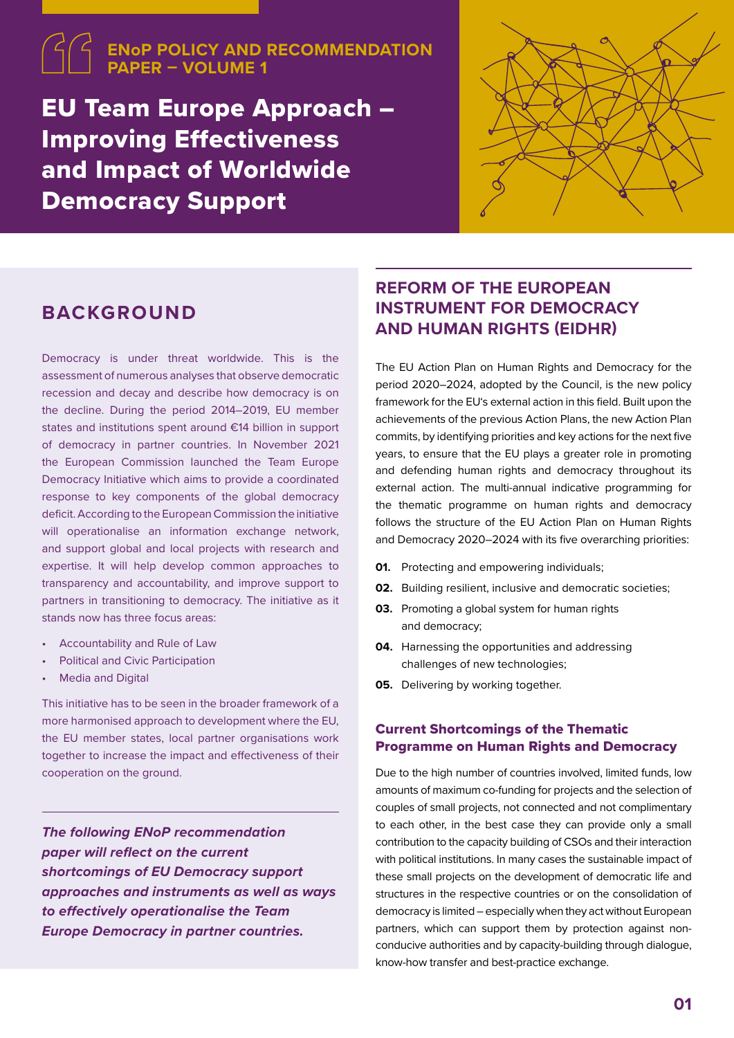ENoP POLICY AND RECOMMENDATION PAPER – VOLUME 1

# EU Team Europe Approach – Improving Effectiveness and Impact of Worldwide Democracy Support

## BACKGROUND

Democracy is under threat worldwide. This is the assessment of numerous analyses that observe democratic recession and decay and describe how democracy is on the decline. During the period 2014–2019, EU member states and institutions spent around €14 billion in support of democracy in partner countries. In November 2021 the European Commission launched the Team Europe Democracy Initiative which aims to provide a coordinated response to key components of the global democracy deficit. According to the European Commission the initiative will operationalise an information exchange network, and support global and local projects with research and expertise. It will help develop common approaches to transparency and accountability, and improve support to partners in transitioning to democracy. The initiative as it stands now has three focus areas:

- Accountability and Rule of Law
- Political and Civic Participation
- Media and Digital

This initiative has to be seen in the broader framework of a more harmonised approach to development where the EU, the EU member states, local partner organisations work together to increase the impact and effectiveness of their cooperation on the ground.

***The following ENoP recommendation paper will reflect on the current shortcomings of EU Democracy support approaches and instruments as well as ways to effectively operationalise the Team Europe Democracy in partner countries.***

## REFORM OF THE EUROPEAN INSTRUMENT FOR DEMOCRACY AND HUMAN RIGHTS (EIDHR)

The EU Action Plan on Human Rights and Democracy for the period 2020–2024, adopted by the Council, is the new policy framework for the EU's external action in this field. Built upon the achievements of the previous Action Plans, the new Action Plan commits, by identifying priorities and key actions for the next five years, to ensure that the EU plays a greater role in promoting and defending human rights and democracy throughout its external action. The multi-annual indicative programming for the thematic programme on human rights and democracy follows the structure of the EU Action Plan on Human Rights and Democracy 2020–2024 with its five overarching priorities:

**01.** Protecting and empowering individuals;

**02.** Building resilient, inclusive and democratic societies;

**03.** Promoting a global system for human rights and democracy;

**04.** Harnessing the opportunities and addressing challenges of new technologies;

**05.** Delivering by working together.

### Current Shortcomings of the Thematic Programme on Human Rights and Democracy

Due to the high number of countries involved, limited funds, low amounts of maximum co-funding for projects and the selection of couples of small projects, not connected and not complimentary to each other, in the best case they can provide only a small contribution to the capacity building of CSOs and their interaction with political institutions. In many cases the sustainable impact of these small projects on the development of democratic life and structures in the respective countries or on the consolidation of democracy is limited – especially when they act without European partners, which can support them by protection against non-conducive authorities and by capacity-building through dialogue, know-how transfer and best-practice exchange.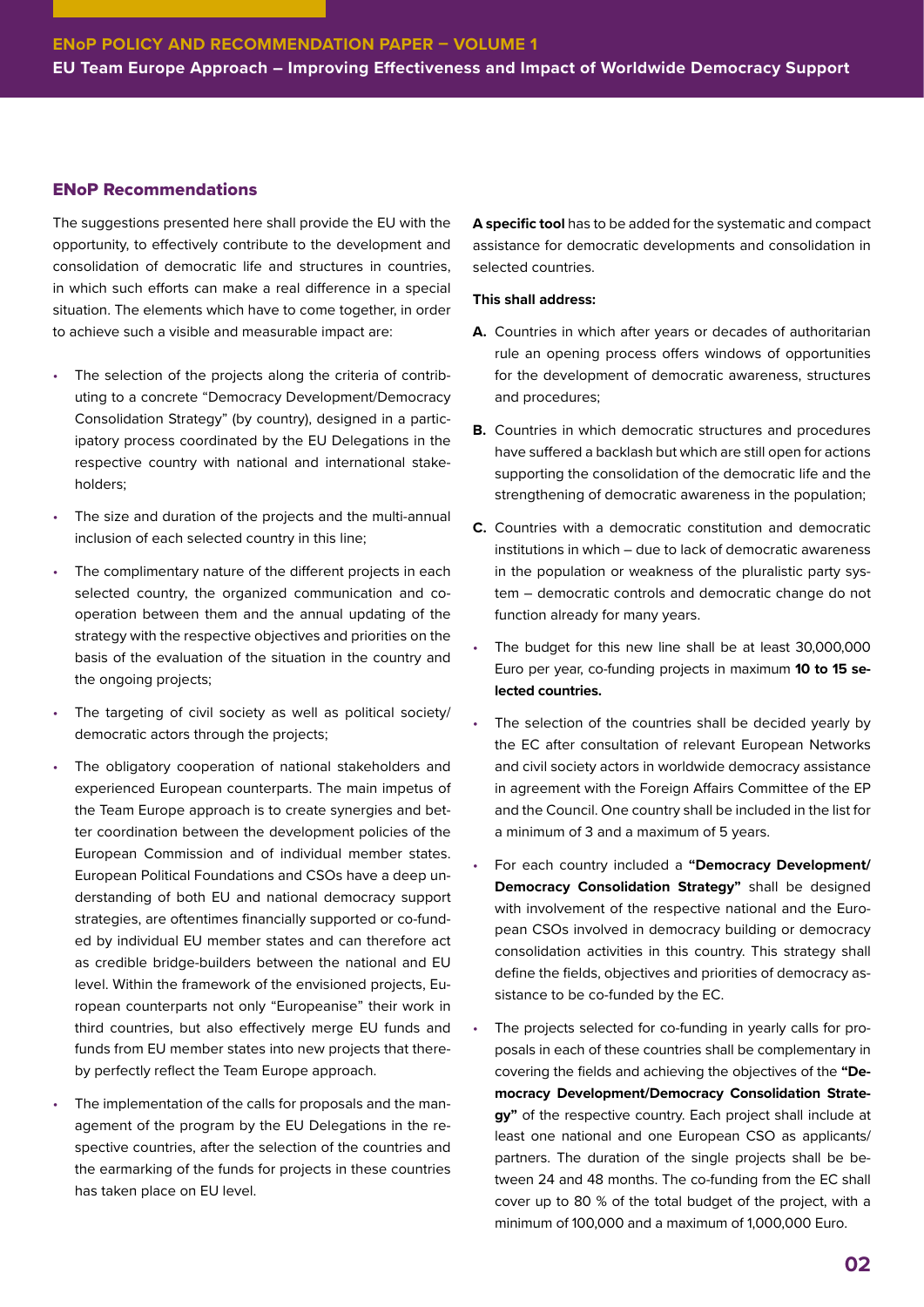## ENoP Recommendations

The suggestions presented here shall provide the EU with the opportunity, to effectively contribute to the development and consolidation of democratic life and structures in countries, in which such efforts can make a real difference in a special situation. The elements which have to come together, in order to achieve such a visible and measurable impact are:

- The selection of the projects along the criteria of contributing to a concrete "Democracy Development/Democracy Consolidation Strategy" (by country), designed in a participatory process coordinated by the EU Delegations in the respective country with national and international stakeholders;
- The size and duration of the projects and the multi-annual inclusion of each selected country in this line;
- The complimentary nature of the different projects in each selected country, the organized communication and cooperation between them and the annual updating of the strategy with the respective objectives and priorities on the basis of the evaluation of the situation in the country and the ongoing projects;
- The targeting of civil society as well as political society/democratic actors through the projects;
- The obligatory cooperation of national stakeholders and experienced European counterparts. The main impetus of the Team Europe approach is to create synergies and better coordination between the development policies of the European Commission and of individual member states. European Political Foundations and CSOs have a deep understanding of both EU and national democracy support strategies, are oftentimes financially supported or co-funded by individual EU member states and can therefore act as credible bridge-builders between the national and EU level. Within the framework of the envisioned projects, European counterparts not only "Europeanise" their work in third countries, but also effectively merge EU funds and funds from EU member states into new projects that thereby perfectly reflect the Team Europe approach.
- The implementation of the calls for proposals and the management of the program by the EU Delegations in the respective countries, after the selection of the countries and the earmarking of the funds for projects in these countries has taken place on EU level.

**A specific tool** has to be added for the systematic and compact assistance for democratic developments and consolidation in selected countries.

**This shall address:**

**A.** Countries in which after years or decades of authoritarian rule an opening process offers windows of opportunities for the development of democratic awareness, structures and procedures;

**B.** Countries in which democratic structures and procedures have suffered a backlash but which are still open for actions supporting the consolidation of the democratic life and the strengthening of democratic awareness in the population;

**C.** Countries with a democratic constitution and democratic institutions in which – due to lack of democratic awareness in the population or weakness of the pluralistic party system – democratic controls and democratic change do not function already for many years.

- The budget for this new line shall be at least 30,000,000 Euro per year, co-funding projects in maximum **10 to 15 selected countries.**
- The selection of the countries shall be decided yearly by the EC after consultation of relevant European Networks and civil society actors in worldwide democracy assistance in agreement with the Foreign Affairs Committee of the EP and the Council. One country shall be included in the list for a minimum of 3 and a maximum of 5 years.
- For each country included a **"Democracy Development/Democracy Consolidation Strategy"** shall be designed with involvement of the respective national and the European CSOs involved in democracy building or democracy consolidation activities in this country. This strategy shall define the fields, objectives and priorities of democracy assistance to be co-funded by the EC.
- The projects selected for co-funding in yearly calls for proposals in each of these countries shall be complementary in covering the fields and achieving the objectives of the **"Democracy Development/Democracy Consolidation Strategy"** of the respective country. Each project shall include at least one national and one European CSO as applicants/partners. The duration of the single projects shall be between 24 and 48 months. The co-funding from the EC shall cover up to 80 % of the total budget of the project, with a minimum of 100,000 and a maximum of 1,000,000 Euro.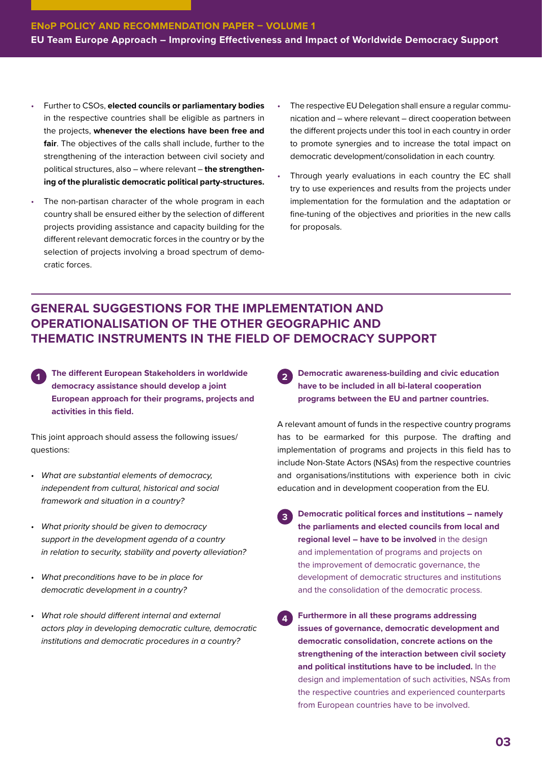- Further to CSOs, **elected councils or parliamentary bodies** in the respective countries shall be eligible as partners in the projects, **whenever the elections have been free and fair**. The objectives of the calls shall include, further to the strengthening of the interaction between civil society and political structures, also – where relevant – **the strengthening of the pluralistic democratic political party-structures.**
- The non-partisan character of the whole program in each country shall be ensured either by the selection of different projects providing assistance and capacity building for the different relevant democratic forces in the country or by the selection of projects involving a broad spectrum of democratic forces.
- The respective EU Delegation shall ensure a regular communication and – where relevant – direct cooperation between the different projects under this tool in each country in order to promote synergies and to increase the total impact on democratic development/consolidation in each country.
- Through yearly evaluations in each country the EC shall try to use experiences and results from the projects under implementation for the formulation and the adaptation or fine-tuning of the objectives and priorities in the new calls for proposals.

## GENERAL SUGGESTIONS FOR THE IMPLEMENTATION AND OPERATIONALISATION OF THE OTHER GEOGRAPHIC AND THEMATIC INSTRUMENTS IN THE FIELD OF DEMOCRACY SUPPORT

**1. The different European Stakeholders in worldwide democracy assistance should develop a joint European approach for their programs, projects and activities in this field.**

This joint approach should assess the following issues/ questions:

- *What are substantial elements of democracy, independent from cultural, historical and social framework and situation in a country?*
- *What priority should be given to democracy support in the development agenda of a country in relation to security, stability and poverty alleviation?*
- *What preconditions have to be in place for democratic development in a country?*
- *What role should different internal and external actors play in developing democratic culture, democratic institutions and democratic procedures in a country?*

**2. Democratic awareness-building and civic education have to be included in all bi-lateral cooperation programs between the EU and partner countries.**

A relevant amount of funds in the respective country programs has to be earmarked for this purpose. The drafting and implementation of programs and projects in this field has to include Non-State Actors (NSAs) from the respective countries and organisations/institutions with experience both in civic education and in development cooperation from the EU.

**3. Democratic political forces and institutions – namely the parliaments and elected councils from local and regional level – have to be involved** in the design and implementation of programs and projects on the improvement of democratic governance, the development of democratic structures and institutions and the consolidation of the democratic process.

**4. Furthermore in all these programs addressing issues of governance, democratic development and democratic consolidation, concrete actions on the strengthening of the interaction between civil society and political institutions have to be included.** In the design and implementation of such activities, NSAs from the respective countries and experienced counterparts from European countries have to be involved.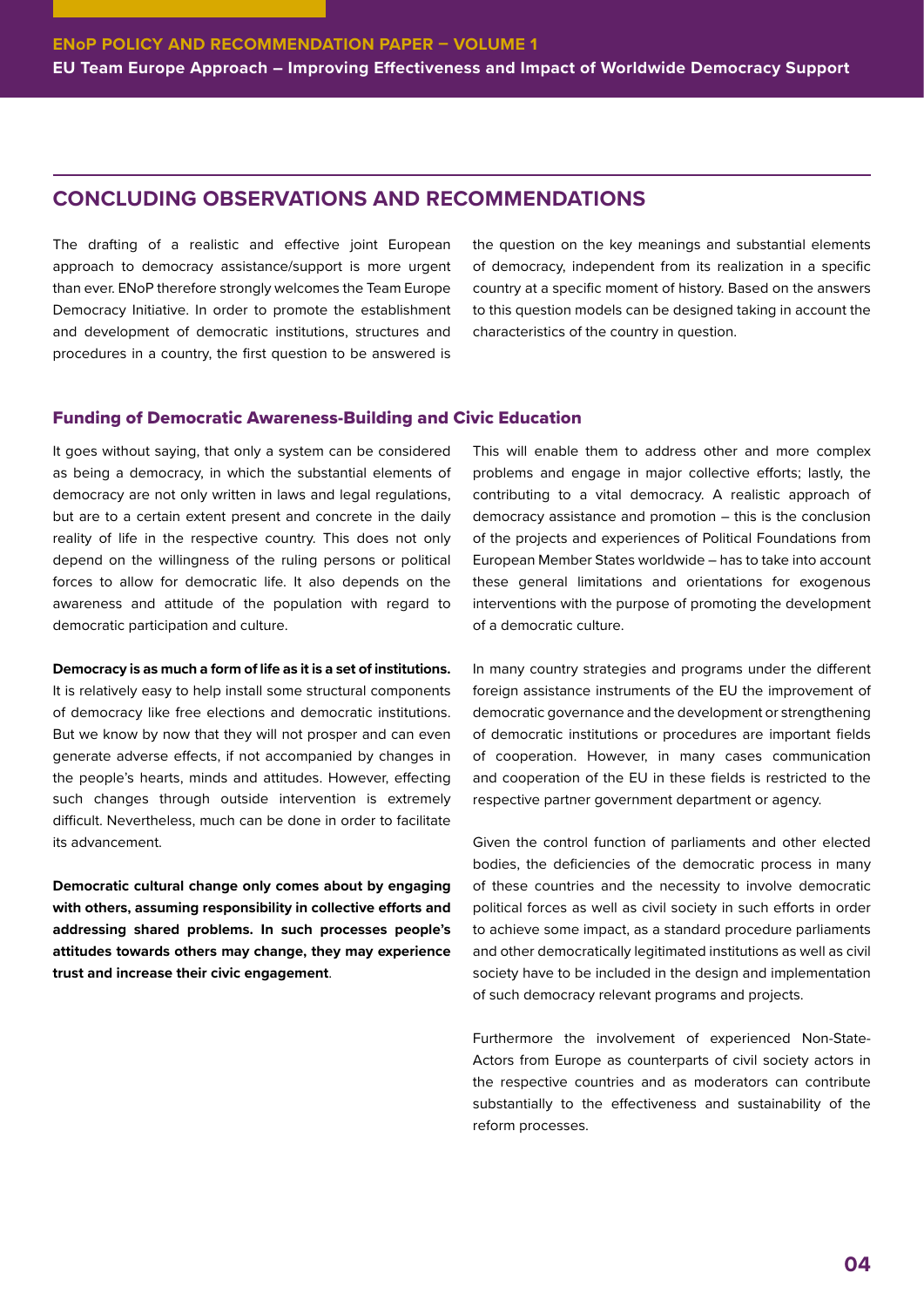## CONCLUDING OBSERVATIONS AND RECOMMENDATIONS

The drafting of a realistic and effective joint European approach to democracy assistance/support is more urgent than ever. ENoP therefore strongly welcomes the Team Europe Democracy Initiative. In order to promote the establishment and development of democratic institutions, structures and procedures in a country, the first question to be answered is the question on the key meanings and substantial elements of democracy, independent from its realization in a specific country at a specific moment of history. Based on the answers to this question models can be designed taking in account the characteristics of the country in question.

### Funding of Democratic Awareness-Building and Civic Education

It goes without saying, that only a system can be considered as being a democracy, in which the substantial elements of democracy are not only written in laws and legal regulations, but are to a certain extent present and concrete in the daily reality of life in the respective country. This does not only depend on the willingness of the ruling persons or political forces to allow for democratic life. It also depends on the awareness and attitude of the population with regard to democratic participation and culture.

**Democracy is as much a form of life as it is a set of institutions.** It is relatively easy to help install some structural components of democracy like free elections and democratic institutions. But we know by now that they will not prosper and can even generate adverse effects, if not accompanied by changes in the people's hearts, minds and attitudes. However, effecting such changes through outside intervention is extremely difficult. Nevertheless, much can be done in order to facilitate its advancement.

**Democratic cultural change only comes about by engaging with others, assuming responsibility in collective efforts and addressing shared problems. In such processes people's attitudes towards others may change, they may experience trust and increase their civic engagement**.

This will enable them to address other and more complex problems and engage in major collective efforts; lastly, the contributing to a vital democracy. A realistic approach of democracy assistance and promotion – this is the conclusion of the projects and experiences of Political Foundations from European Member States worldwide – has to take into account these general limitations and orientations for exogenous interventions with the purpose of promoting the development of a democratic culture.

In many country strategies and programs under the different foreign assistance instruments of the EU the improvement of democratic governance and the development or strengthening of democratic institutions or procedures are important fields of cooperation. However, in many cases communication and cooperation of the EU in these fields is restricted to the respective partner government department or agency.

Given the control function of parliaments and other elected bodies, the deficiencies of the democratic process in many of these countries and the necessity to involve democratic political forces as well as civil society in such efforts in order to achieve some impact, as a standard procedure parliaments and other democratically legitimated institutions as well as civil society have to be included in the design and implementation of such democracy relevant programs and projects.

Furthermore the involvement of experienced Non-State-Actors from Europe as counterparts of civil society actors in the respective countries and as moderators can contribute substantially to the effectiveness and sustainability of the reform processes.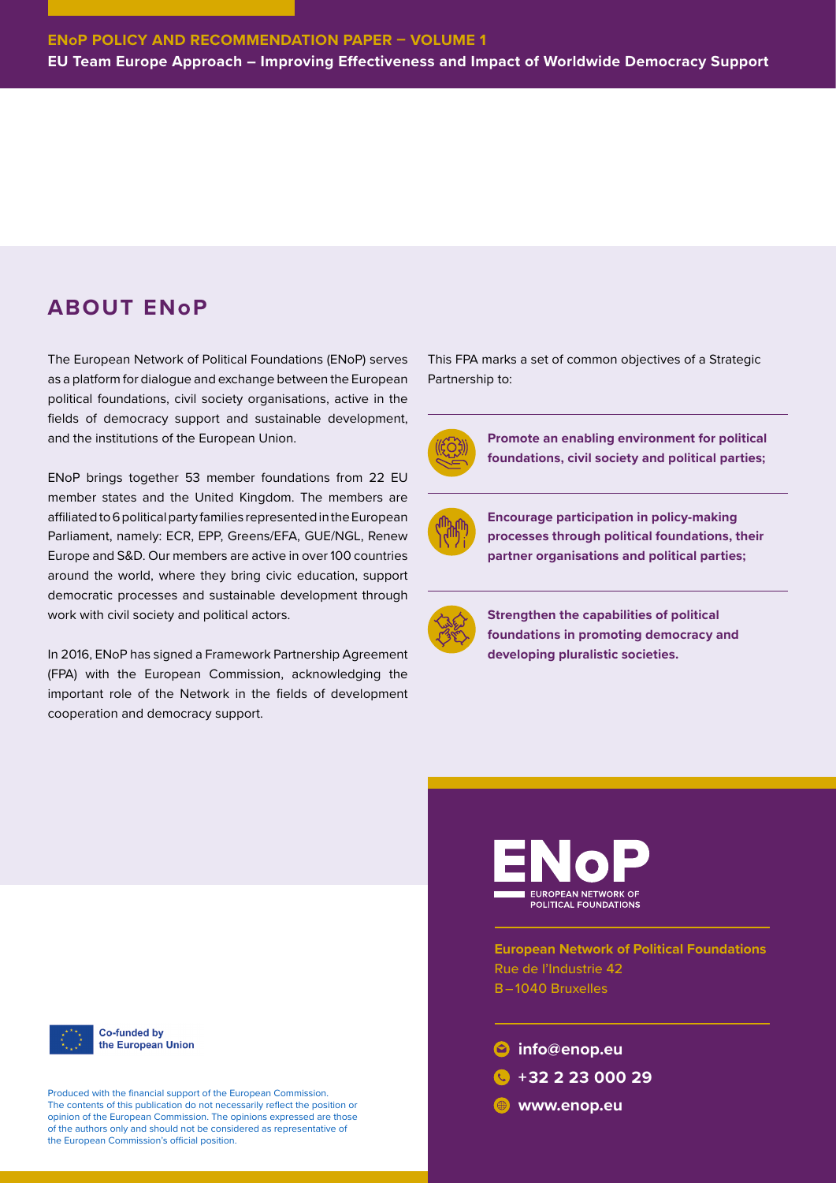## ABOUT ENoP

The European Network of Political Foundations (ENoP) serves as a platform for dialogue and exchange between the European political foundations, civil society organisations, active in the fields of democracy support and sustainable development, and the institutions of the European Union.

ENoP brings together 53 member foundations from 22 EU member states and the United Kingdom. The members are affiliated to 6 political party families represented in the European Parliament, namely: ECR, EPP, Greens/EFA, GUE/NGL, Renew Europe and S&D. Our members are active in over 100 countries around the world, where they bring civic education, support democratic processes and sustainable development through work with civil society and political actors.

In 2016, ENoP has signed a Framework Partnership Agreement (FPA) with the European Commission, acknowledging the important role of the Network in the fields of development cooperation and democracy support.

This FPA marks a set of common objectives of a Strategic Partnership to:

- **Promote an enabling environment for political foundations, civil society and political parties;**
- **Encourage participation in policy-making processes through political foundations, their partner organisations and political parties;**
- **Strengthen the capabilities of political foundations in promoting democracy and developing pluralistic societies.**

ENoP
EUROPEAN NETWORK OF POLITICAL FOUNDATIONS

**European Network of Political Foundations**
Rue de l'Industrie 42
B – 1040 Bruxelles

**info@enop.eu**
**+32 2 23 000 29**
**www.enop.eu**

Co-funded by the European Union

Produced with the financial support of the European Commission. The contents of this publication do not necessarily reflect the position or opinion of the European Commission. The opinions expressed are those of the authors only and should not be considered as representative of the European Commission's official position.